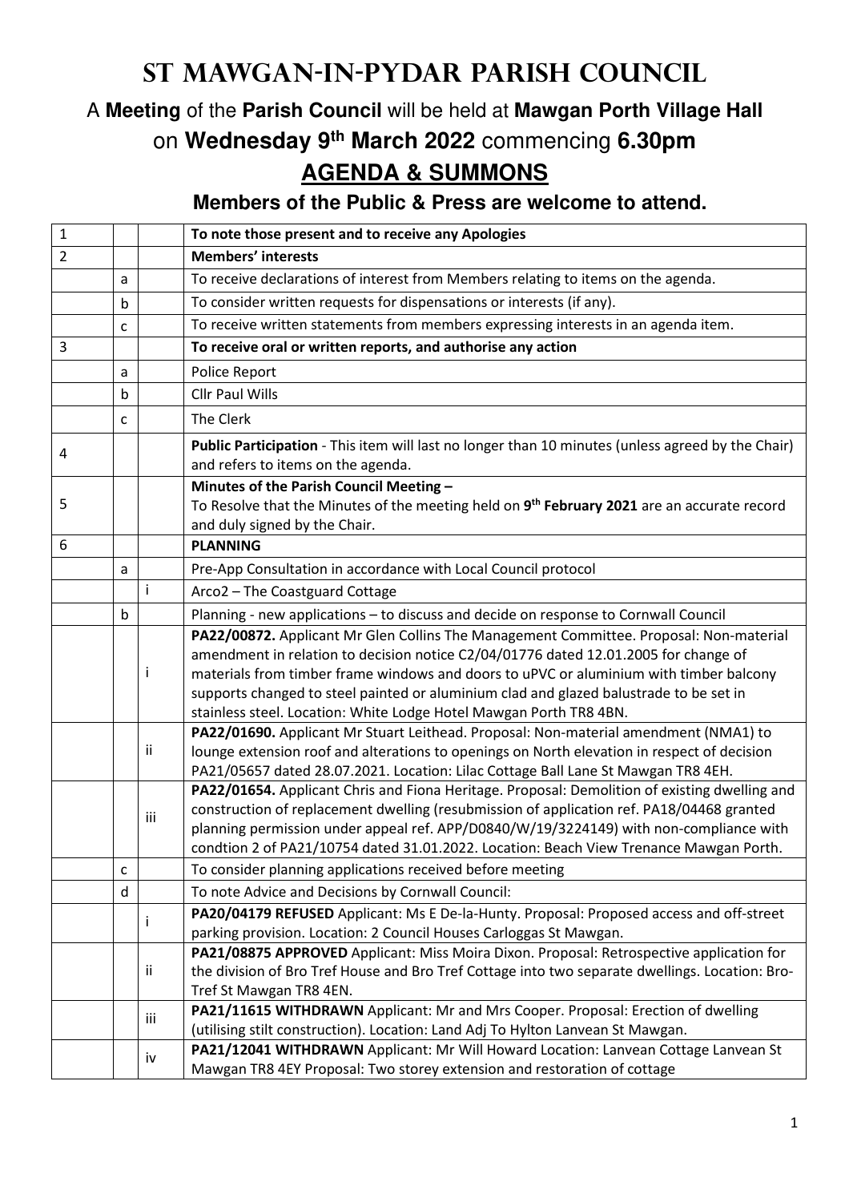# St Mawgan-in-Pydar Parish Council

## A **Meeting** of the **Parish Council** will be held at **Mawgan Porth Village Hall** on **Wednesday 9th March 2022** commencing **6.30pm**

## AGENDA & SUMMONS

### Members of the Public & Press are welcome to attend.

| | | | |
|---|---|---|---|
| 1 | | | **To note those present and to receive any Apologies** |
| 2 | | | **Members' interests** |
| | a | | To receive declarations of interest from Members relating to items on the agenda. |
| | b | | To consider written requests for dispensations or interests (if any). |
| | c | | To receive written statements from members expressing interests in an agenda item. |
| 3 | | | **To receive oral or written reports, and authorise any action** |
| | a | | Police Report |
| | b | | Cllr Paul Wills |
| | c | | The Clerk |
| 4 | | | **Public Participation** - This item will last no longer than 10 minutes (unless agreed by the Chair) and refers to items on the agenda. |
| 5 | | | **Minutes of the Parish Council Meeting –** To Resolve that the Minutes of the meeting held on **9th February 2021** are an accurate record and duly signed by the Chair. |
| 6 | | | **PLANNING** |
| | a | | Pre-App Consultation in accordance with Local Council protocol |
| | | i | Arco2 – The Coastguard Cottage |
| | b | | Planning - new applications – to discuss and decide on response to Cornwall Council |
| | | i | **PA22/00872.** Applicant Mr Glen Collins The Management Committee. Proposal: Non-material amendment in relation to decision notice C2/04/01776 dated 12.01.2005 for change of materials from timber frame windows and doors to uPVC or aluminium with timber balcony supports changed to steel painted or aluminium clad and glazed balustrade to be set in stainless steel. Location: White Lodge Hotel Mawgan Porth TR8 4BN. |
| | | ii | **PA22/01690.** Applicant Mr Stuart Leithead. Proposal: Non-material amendment (NMA1) to lounge extension roof and alterations to openings on North elevation in respect of decision PA21/05657 dated 28.07.2021. Location: Lilac Cottage Ball Lane St Mawgan TR8 4EH. |
| | | iii | **PA22/01654.** Applicant Chris and Fiona Heritage. Proposal: Demolition of existing dwelling and construction of replacement dwelling (resubmission of application ref. PA18/04468 granted planning permission under appeal ref. APP/D0840/W/19/3224149) with non-compliance with condtion 2 of PA21/10754 dated 31.01.2022. Location: Beach View Trenance Mawgan Porth. |
| | c | | To consider planning applications received before meeting |
| | d | | To note Advice and Decisions by Cornwall Council: |
| | | i | **PA20/04179 REFUSED** Applicant: Ms E De-la-Hunty. Proposal: Proposed access and off-street parking provision. Location: 2 Council Houses Carloggas St Mawgan. |
| | | ii | **PA21/08875 APPROVED** Applicant: Miss Moira Dixon. Proposal: Retrospective application for the division of Bro Tref House and Bro Tref Cottage into two separate dwellings. Location: Bro-Tref St Mawgan TR8 4EN. |
| | | iii | **PA21/11615 WITHDRAWN** Applicant: Mr and Mrs Cooper. Proposal: Erection of dwelling (utilising stilt construction). Location: Land Adj To Hylton Lanvean St Mawgan. |
| | | iv | **PA21/12041 WITHDRAWN** Applicant: Mr Will Howard Location: Lanvean Cottage Lanvean St Mawgan TR8 4EY Proposal: Two storey extension and restoration of cottage |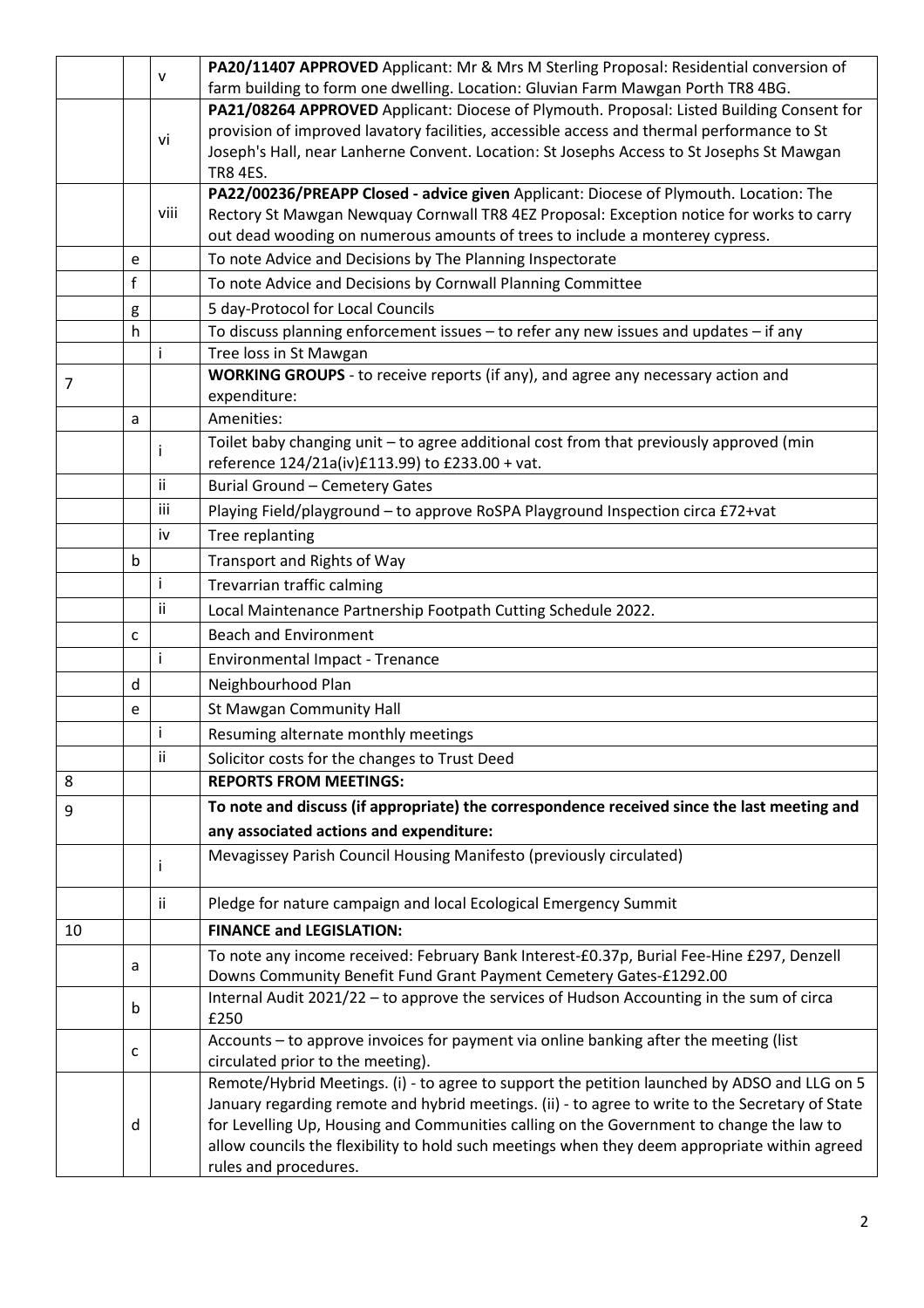| | | | |
|---|---|---|---|
| | | v | **PA20/11407 APPROVED** Applicant: Mr & Mrs M Sterling Proposal: Residential conversion of farm building to form one dwelling. Location: Gluvian Farm Mawgan Porth TR8 4BG. |
| | | vi | **PA21/08264 APPROVED** Applicant: Diocese of Plymouth. Proposal: Listed Building Consent for provision of improved lavatory facilities, accessible access and thermal performance to St Joseph's Hall, near Lanherne Convent. Location: St Josephs Access to St Josephs St Mawgan TR8 4ES. |
| | | viii | **PA22/00236/PREAPP Closed - advice given** Applicant: Diocese of Plymouth. Location: The Rectory St Mawgan Newquay Cornwall TR8 4EZ Proposal: Exception notice for works to carry out dead wooding on numerous amounts of trees to include a monterey cypress. |
| | e | | To note Advice and Decisions by The Planning Inspectorate |
| | f | | To note Advice and Decisions by Cornwall Planning Committee |
| | g | | 5 day-Protocol for Local Councils |
| | h | | To discuss planning enforcement issues – to refer any new issues and updates – if any |
| | | i | Tree loss in St Mawgan |
| 7 | | | **WORKING GROUPS** - to receive reports (if any), and agree any necessary action and expenditure: |
| | a | | Amenities: |
| | | i | Toilet baby changing unit – to agree additional cost from that previously approved (min reference 124/21a(iv)£113.99) to £233.00 + vat. |
| | | ii | Burial Ground – Cemetery Gates |
| | | iii | Playing Field/playground – to approve RoSPA Playground Inspection circa £72+vat |
| | | iv | Tree replanting |
| | b | | Transport and Rights of Way |
| | | i | Trevarrian traffic calming |
| | | ii | Local Maintenance Partnership Footpath Cutting Schedule 2022. |
| | c | | Beach and Environment |
| | | i | Environmental Impact - Trenance |
| | d | | Neighbourhood Plan |
| | e | | St Mawgan Community Hall |
| | | i | Resuming alternate monthly meetings |
| | | ii | Solicitor costs for the changes to Trust Deed |
| 8 | | | **REPORTS FROM MEETINGS:** |
| 9 | | | **To note and discuss (if appropriate) the correspondence received since the last meeting and any associated actions and expenditure:** |
| | | i | Mevagissey Parish Council Housing Manifesto (previously circulated) |
| | | ii | Pledge for nature campaign and local Ecological Emergency Summit |
| 10 | | | **FINANCE and LEGISLATION:** |
| | a | | To note any income received: February Bank Interest-£0.37p, Burial Fee-Hine £297, Denzell Downs Community Benefit Fund Grant Payment Cemetery Gates-£1292.00 |
| | b | | Internal Audit 2021/22 – to approve the services of Hudson Accounting in the sum of circa £250 |
| | c | | Accounts – to approve invoices for payment via online banking after the meeting (list circulated prior to the meeting). |
| | d | | Remote/Hybrid Meetings. (i) - to agree to support the petition launched by ADSO and LLG on 5 January regarding remote and hybrid meetings. (ii) - to agree to write to the Secretary of State for Levelling Up, Housing and Communities calling on the Government to change the law to allow councils the flexibility to hold such meetings when they deem appropriate within agreed rules and procedures. |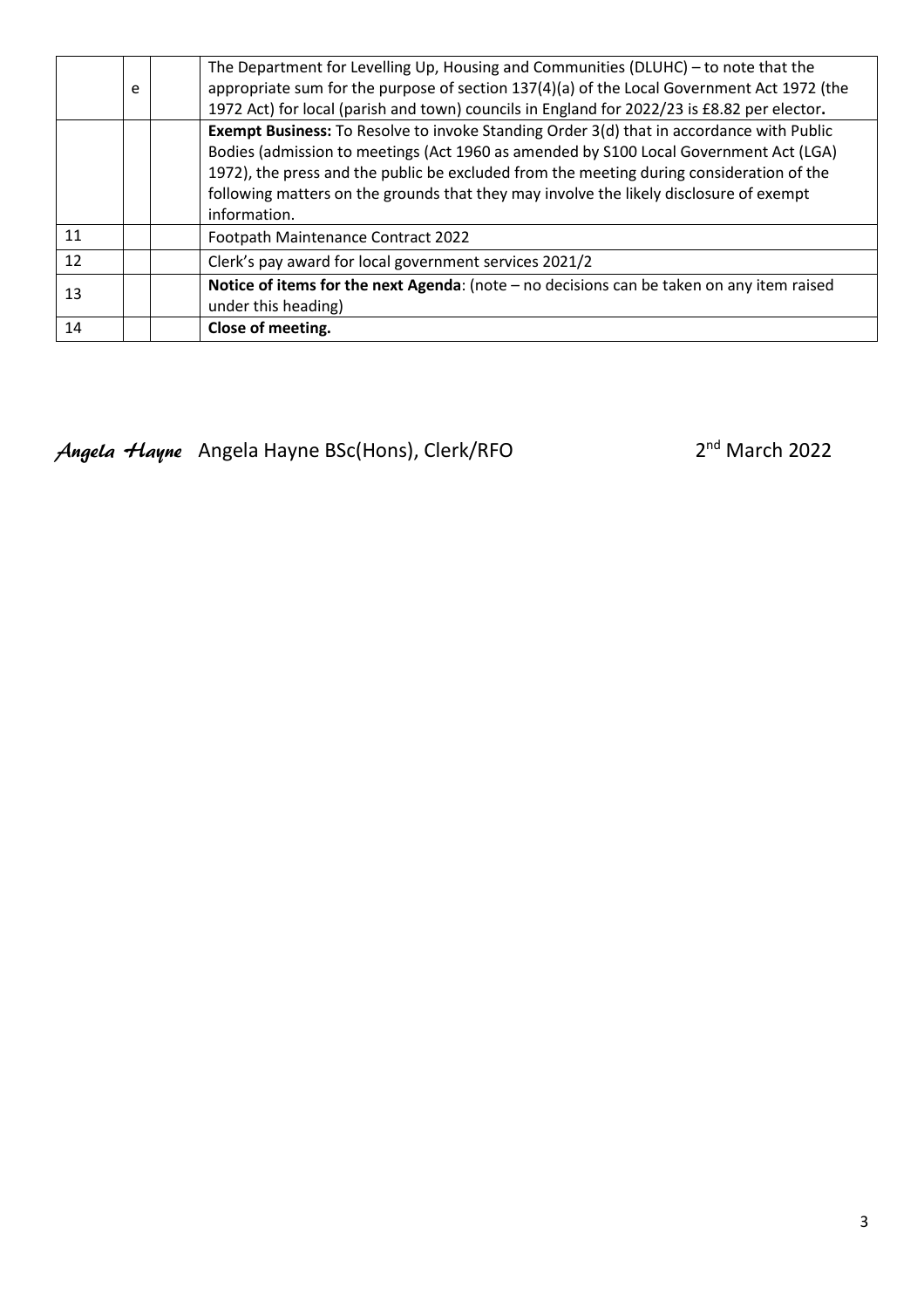| | | | |
|---|---|---|---|
| | e | | The Department for Levelling Up, Housing and Communities (DLUHC) – to note that the appropriate sum for the purpose of section 137(4)(a) of the Local Government Act 1972 (the 1972 Act) for local (parish and town) councils in England for 2022/23 is £8.82 per elector**.** |
| | | | **Exempt Business:** To Resolve to invoke Standing Order 3(d) that in accordance with Public Bodies (admission to meetings (Act 1960 as amended by S100 Local Government Act (LGA) 1972), the press and the public be excluded from the meeting during consideration of the following matters on the grounds that they may involve the likely disclosure of exempt information. |
| 11 | | | Footpath Maintenance Contract 2022 |
| 12 | | | Clerk's pay award for local government services 2021/2 |
| 13 | | | **Notice of items for the next Agenda**: (note – no decisions can be taken on any item raised under this heading) |
| 14 | | | **Close of meeting.** |

*Angela Hayne* Angela Hayne BSc(Hons), Clerk/RFO 2nd March 2022